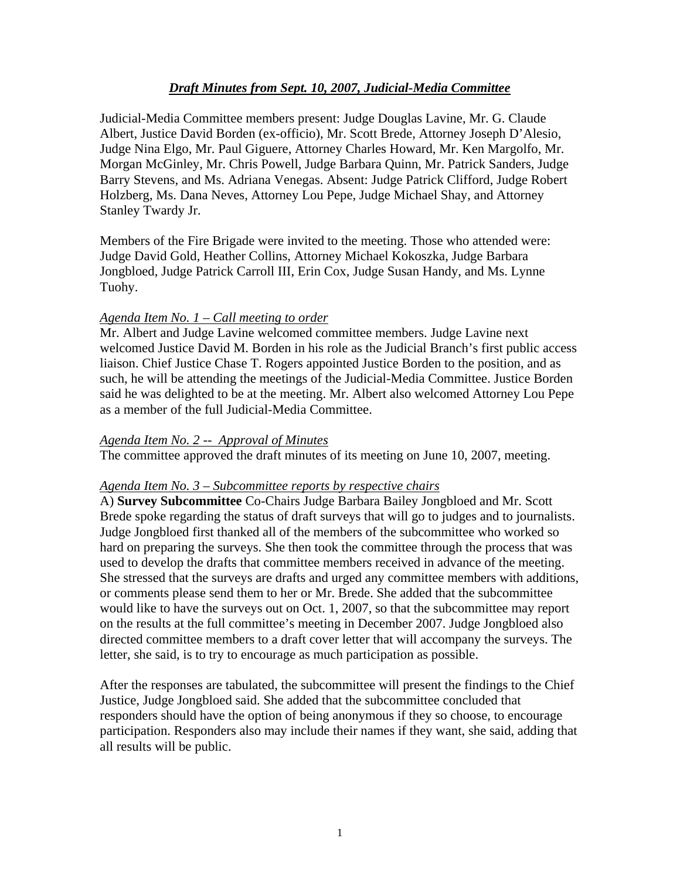## *Draft Minutes from Sept. 10, 2007, Judicial-Media Committee*

Judicial-Media Committee members present: Judge Douglas Lavine, Mr. G. Claude Albert, Justice David Borden (ex-officio), Mr. Scott Brede, Attorney Joseph D'Alesio, Judge Nina Elgo, Mr. Paul Giguere, Attorney Charles Howard, Mr. Ken Margolfo, Mr. Morgan McGinley, Mr. Chris Powell, Judge Barbara Quinn, Mr. Patrick Sanders, Judge Barry Stevens, and Ms. Adriana Venegas. Absent: Judge Patrick Clifford, Judge Robert Holzberg, Ms. Dana Neves, Attorney Lou Pepe, Judge Michael Shay, and Attorney Stanley Twardy Jr.

Members of the Fire Brigade were invited to the meeting. Those who attended were: Judge David Gold, Heather Collins, Attorney Michael Kokoszka, Judge Barbara Jongbloed, Judge Patrick Carroll III, Erin Cox, Judge Susan Handy, and Ms. Lynne Tuohy.

*Agenda Item No. 1 – Call meeting to order*

Mr. Albert and Judge Lavine welcomed committee members. Judge Lavine next welcomed Justice David M. Borden in his role as the Judicial Branch's first public access liaison. Chief Justice Chase T. Rogers appointed Justice Borden to the position, and as such, he will be attending the meetings of the Judicial-Media Committee. Justice Borden said he was delighted to be at the meeting. Mr. Albert also welcomed Attorney Lou Pepe as a member of the full Judicial-Media Committee.

*Agenda Item No. 2 -- Approval of Minutes*

The committee approved the draft minutes of its meeting on June 10, 2007, meeting.

*Agenda Item No. 3 – Subcommittee reports by respective chairs*

A) **Survey Subcommittee** Co-Chairs Judge Barbara Bailey Jongbloed and Mr. Scott Brede spoke regarding the status of draft surveys that will go to judges and to journalists. Judge Jongbloed first thanked all of the members of the subcommittee who worked so hard on preparing the surveys. She then took the committee through the process that was used to develop the drafts that committee members received in advance of the meeting. She stressed that the surveys are drafts and urged any committee members with additions, or comments please send them to her or Mr. Brede. She added that the subcommittee would like to have the surveys out on Oct. 1, 2007, so that the subcommittee may report on the results at the full committee's meeting in December 2007. Judge Jongbloed also directed committee members to a draft cover letter that will accompany the surveys. The letter, she said, is to try to encourage as much participation as possible.

After the responses are tabulated, the subcommittee will present the findings to the Chief Justice, Judge Jongbloed said. She added that the subcommittee concluded that responders should have the option of being anonymous if they so choose, to encourage participation. Responders also may include their names if they want, she said, adding that all results will be public.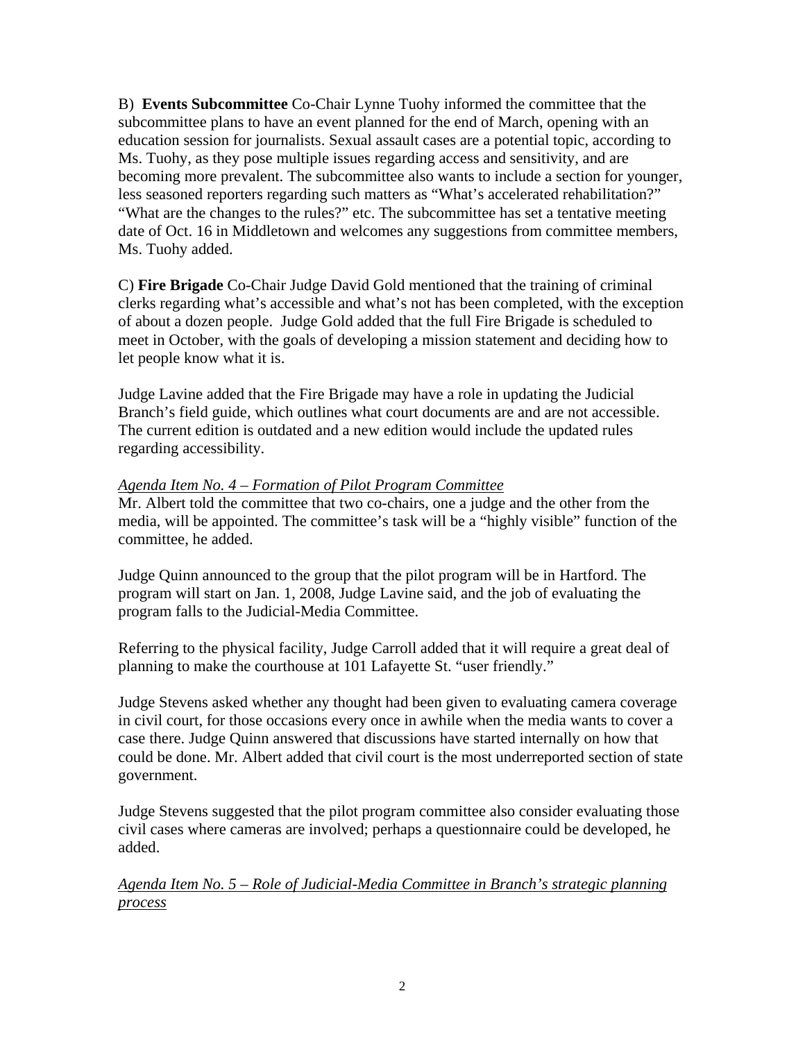B) **Events Subcommittee** Co-Chair Lynne Tuohy informed the committee that the subcommittee plans to have an event planned for the end of March, opening with an education session for journalists. Sexual assault cases are a potential topic, according to Ms. Tuohy, as they pose multiple issues regarding access and sensitivity, and are becoming more prevalent. The subcommittee also wants to include a section for younger, less seasoned reporters regarding such matters as "What's accelerated rehabilitation?" "What are the changes to the rules?" etc. The subcommittee has set a tentative meeting date of Oct. 16 in Middletown and welcomes any suggestions from committee members, Ms. Tuohy added.

C) **Fire Brigade** Co-Chair Judge David Gold mentioned that the training of criminal clerks regarding what's accessible and what's not has been completed, with the exception of about a dozen people. Judge Gold added that the full Fire Brigade is scheduled to meet in October, with the goals of developing a mission statement and deciding how to let people know what it is.

Judge Lavine added that the Fire Brigade may have a role in updating the Judicial Branch's field guide, which outlines what court documents are and are not accessible. The current edition is outdated and a new edition would include the updated rules regarding accessibility.

*Agenda Item No. 4 – Formation of Pilot Program Committee*

Mr. Albert told the committee that two co-chairs, one a judge and the other from the media, will be appointed. The committee's task will be a "highly visible" function of the committee, he added.

Judge Quinn announced to the group that the pilot program will be in Hartford. The program will start on Jan. 1, 2008, Judge Lavine said, and the job of evaluating the program falls to the Judicial-Media Committee.

Referring to the physical facility, Judge Carroll added that it will require a great deal of planning to make the courthouse at 101 Lafayette St. "user friendly."

Judge Stevens asked whether any thought had been given to evaluating camera coverage in civil court, for those occasions every once in awhile when the media wants to cover a case there. Judge Quinn answered that discussions have started internally on how that could be done. Mr. Albert added that civil court is the most underreported section of state government.

Judge Stevens suggested that the pilot program committee also consider evaluating those civil cases where cameras are involved; perhaps a questionnaire could be developed, he added.

*Agenda Item No. 5 – Role of Judicial-Media Committee in Branch's strategic planning process*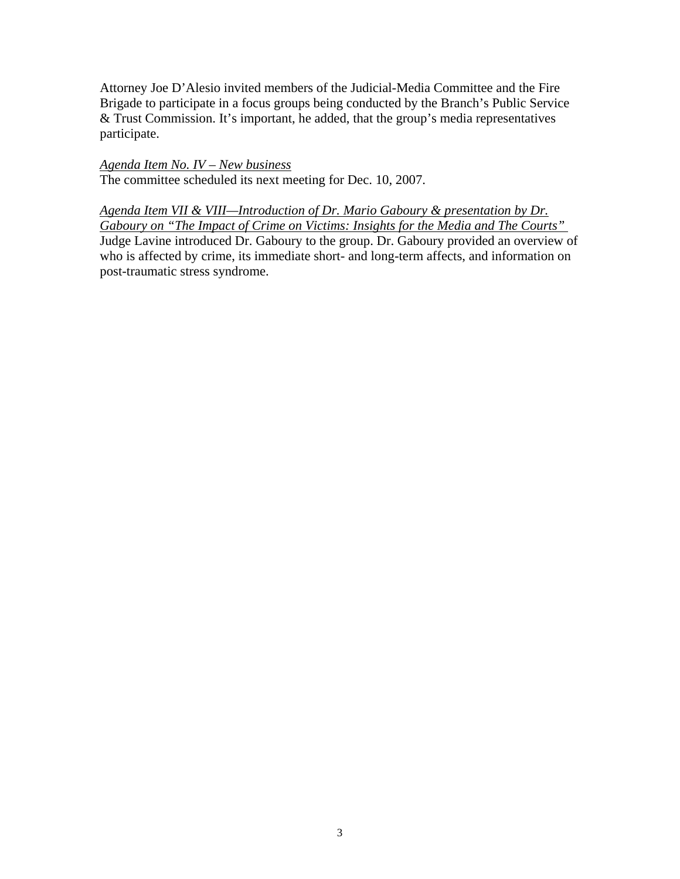Attorney Joe D'Alesio invited members of the Judicial-Media Committee and the Fire Brigade to participate in a focus groups being conducted by the Branch's Public Service & Trust Commission. It's important, he added, that the group's media representatives participate.

*Agenda Item No. IV – New business*

The committee scheduled its next meeting for Dec. 10, 2007.

*Agenda Item VII & VIII—Introduction of Dr. Mario Gaboury & presentation by Dr. Gaboury on "The Impact of Crime on Victims: Insights for the Media and The Courts"*

Judge Lavine introduced Dr. Gaboury to the group. Dr. Gaboury provided an overview of who is affected by crime, its immediate short- and long-term affects, and information on post-traumatic stress syndrome.